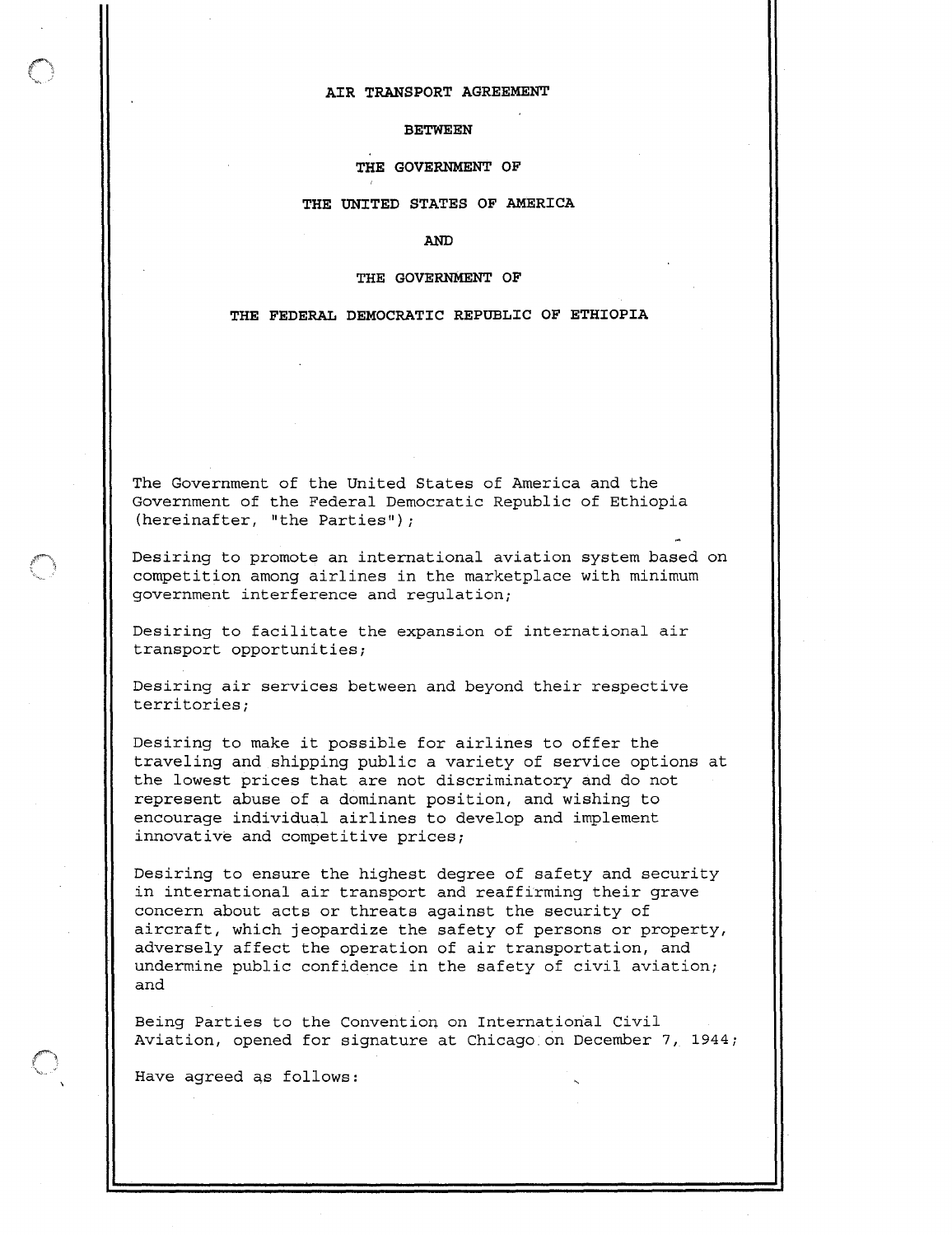# AIR TRANSPORT AGREEMENT

## BETWEEN

## THE GOVERNMENT OF

## THE UNITED STATES OF AMERICA

## AND

## THE GOVERNMENT OF

## THE FEDERAL DEMOCRATIC REPUBLIC OF ETHIOPIA

The Government of the United States of America and the Government of the Federal Democratic Republic of Ethiopia (hereinafter, "the Parties");

Desiring to promote an international aviation system based on competition among airlines in the marketplace with minimum government interference and regulation;

Desiring to facilitate the expansion of international air transport opportunities;

Desiring air services between and beyond their respective territories;

Desiring to make it possible for airlines to offer the traveling and shipping public a variety of service options at the lowest prices that are not discriminatory and do not represent abuse of a dominant position, and wishing to encourage individual airlines to develop and implement innovative and competitive prices;

Desiring to ensure the highest degree of safety and security in international air transport and reaffirming their grave concern about acts or threats against the security of aircraft, which jeopardize the safety of persons or property, adversely affect the operation of air transportation, and undermine public confidence in the safety of civil aviation; and

Being Parties to the Convention on International Civil Aviation, opened for signature at Chicago on December 7, 1944;

Have agreed as follows: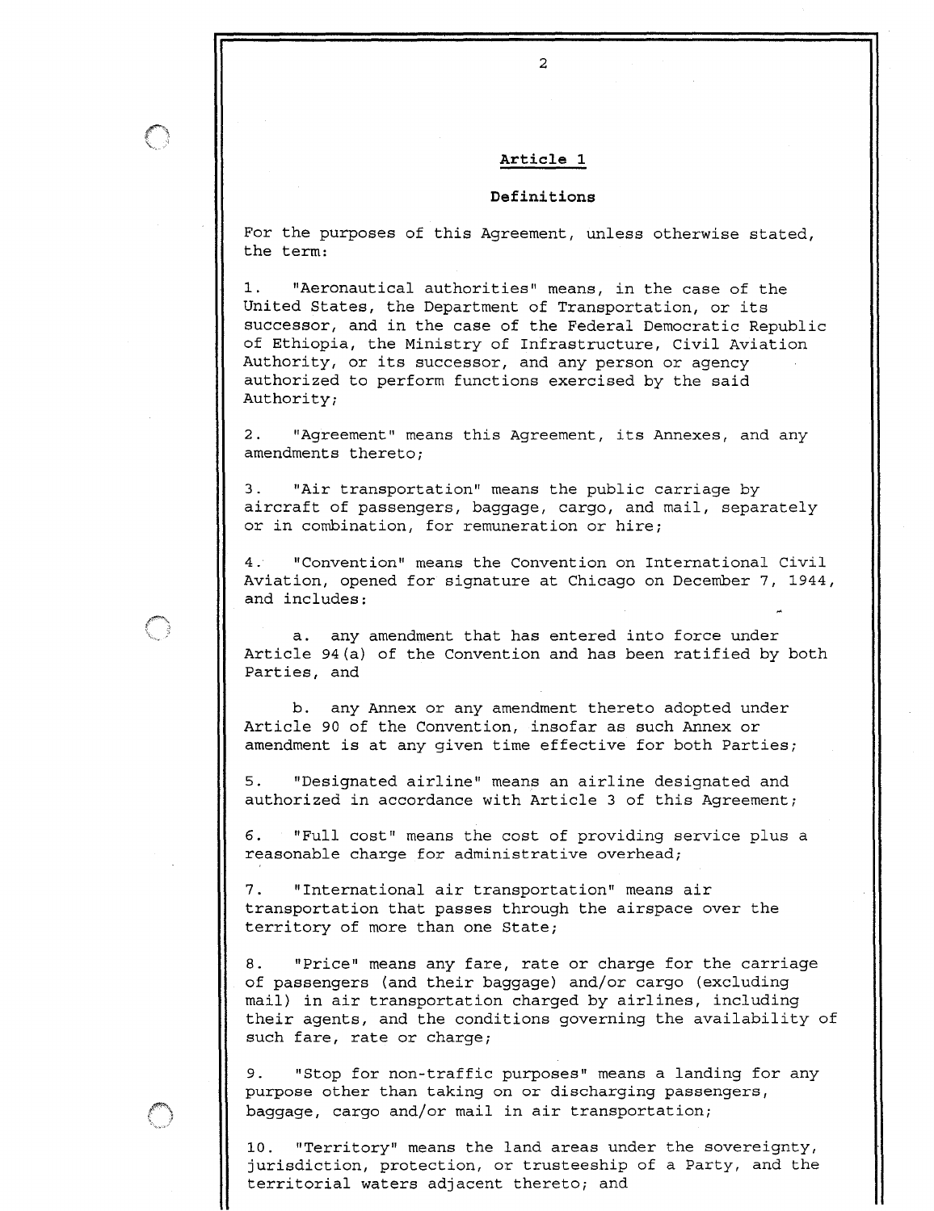## Article 1

### Definitions

For the purposes of this Agreement, unless otherwise stated, the term:

1. "Aeronautical authorities" means, in the case of the United States, the Department of Transportation, or its successor, and in the case of the Federal Democratic Republic of Ethiopia, the Ministry of Infrastructure, Civil Aviation Authority, or its successor, and any person or agency authorized to perform functions exercised by the said Authority;

2. "Agreement" means this Agreement, its Annexes, and any amendments thereto;

3. "Air transportation" means the public carriage by aircraft of passengers, baggage, cargo, and mail, separately or in combination, for remuneration or hire;

4. "Convention" means the Convention on International Civil Aviation, opened for signature at Chicago on December 7, 1944, and includes:

   a. any amendment that has entered into force under Article 94(a) of the Convention and has been ratified by both Parties, and

   b. any Annex or any amendment thereto adopted under Article 90 of the Convention, insofar as such Annex or amendment is at any given time effective for both Parties;

5. "Designated airline" means an airline designated and authorized in accordance with Article 3 of this Agreement;

6. "Full cost" means the cost of providing service plus a reasonable charge for administrative overhead;

7. "International air transportation" means air transportation that passes through the airspace over the territory of more than one State;

8. "Price" means any fare, rate or charge for the carriage of passengers (and their baggage) and/or cargo (excluding mail) in air transportation charged by airlines, including their agents, and the conditions governing the availability of such fare, rate or charge;

9. "Stop for non-traffic purposes" means a landing for any purpose other than taking on or discharging passengers, baggage, cargo and/or mail in air transportation;

10. "Territory" means the land areas under the sovereignty, jurisdiction, protection, or trusteeship of a Party, and the territorial waters adjacent thereto; and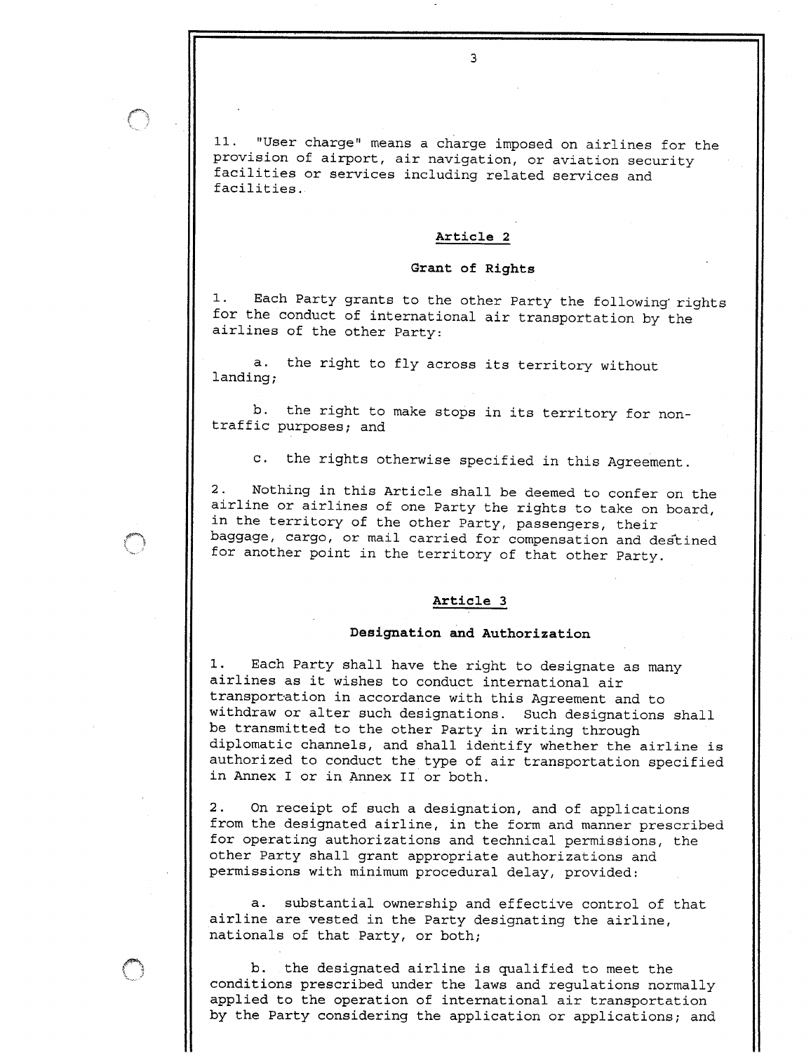11. "User charge" means a charge imposed on airlines for the provision of airport, air navigation, or aviation security facilities or services including related services and facilities.

## Article 2

### Grant of Rights

1. Each Party grants to the other Party the following rights for the conduct of international air transportation by the airlines of the other Party:

   a. the right to fly across its territory without landing;

   b. the right to make stops in its territory for non-traffic purposes; and

   c. the rights otherwise specified in this Agreement.

2. Nothing in this Article shall be deemed to confer on the airline or airlines of one Party the rights to take on board, in the territory of the other Party, passengers, their baggage, cargo, or mail carried for compensation and destined for another point in the territory of that other Party.

## Article 3

### Designation and Authorization

1. Each Party shall have the right to designate as many airlines as it wishes to conduct international air transportation in accordance with this Agreement and to withdraw or alter such designations. Such designations shall be transmitted to the other Party in writing through diplomatic channels, and shall identify whether the airline is authorized to conduct the type of air transportation specified in Annex I or in Annex II or both.

2. On receipt of such a designation, and of applications from the designated airline, in the form and manner prescribed for operating authorizations and technical permissions, the other Party shall grant appropriate authorizations and permissions with minimum procedural delay, provided:

   a. substantial ownership and effective control of that airline are vested in the Party designating the airline, nationals of that Party, or both;

   b. the designated airline is qualified to meet the conditions prescribed under the laws and regulations normally applied to the operation of international air transportation by the Party considering the application or applications; and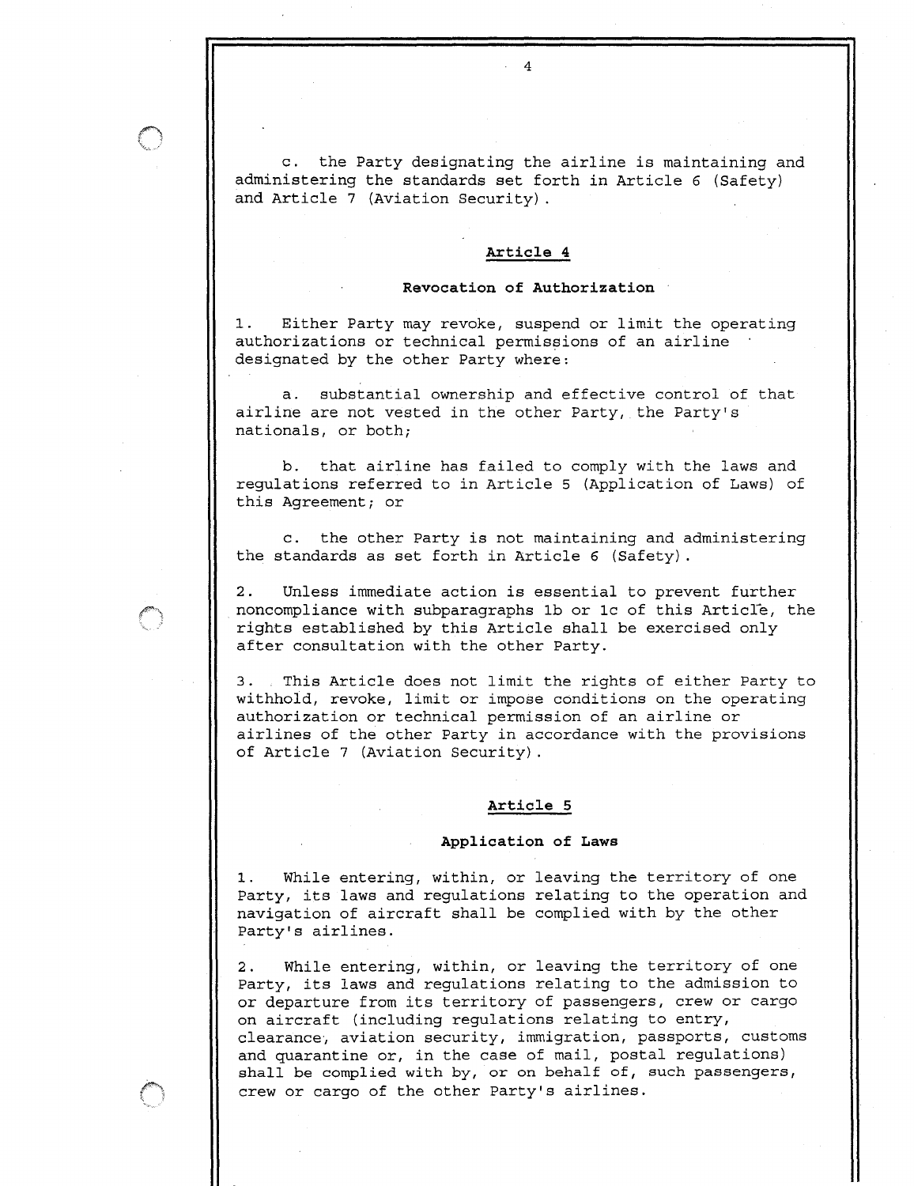c. the Party designating the airline is maintaining and administering the standards set forth in Article 6 (Safety) and Article 7 (Aviation Security).

## Article 4

### Revocation of Authorization

1. Either Party may revoke, suspend or limit the operating authorizations or technical permissions of an airline designated by the other Party where:

a. substantial ownership and effective control of that airline are not vested in the other Party, the Party's nationals, or both;

b. that airline has failed to comply with the laws and regulations referred to in Article 5 (Application of Laws) of this Agreement; or

c. the other Party is not maintaining and administering the standards as set forth in Article 6 (Safety).

2. Unless immediate action is essential to prevent further noncompliance with subparagraphs 1b or 1c of this Article, the rights established by this Article shall be exercised only after consultation with the other Party.

3. This Article does not limit the rights of either Party to withhold, revoke, limit or impose conditions on the operating authorization or technical permission of an airline or airlines of the other Party in accordance with the provisions of Article 7 (Aviation Security).

## Article 5

### Application of Laws

1. While entering, within, or leaving the territory of one Party, its laws and regulations relating to the operation and navigation of aircraft shall be complied with by the other Party's airlines.

2. While entering, within, or leaving the territory of one Party, its laws and regulations relating to the admission to or departure from its territory of passengers, crew or cargo on aircraft (including regulations relating to entry, clearance, aviation security, immigration, passports, customs and quarantine or, in the case of mail, postal regulations) shall be complied with by, or on behalf of, such passengers, crew or cargo of the other Party's airlines.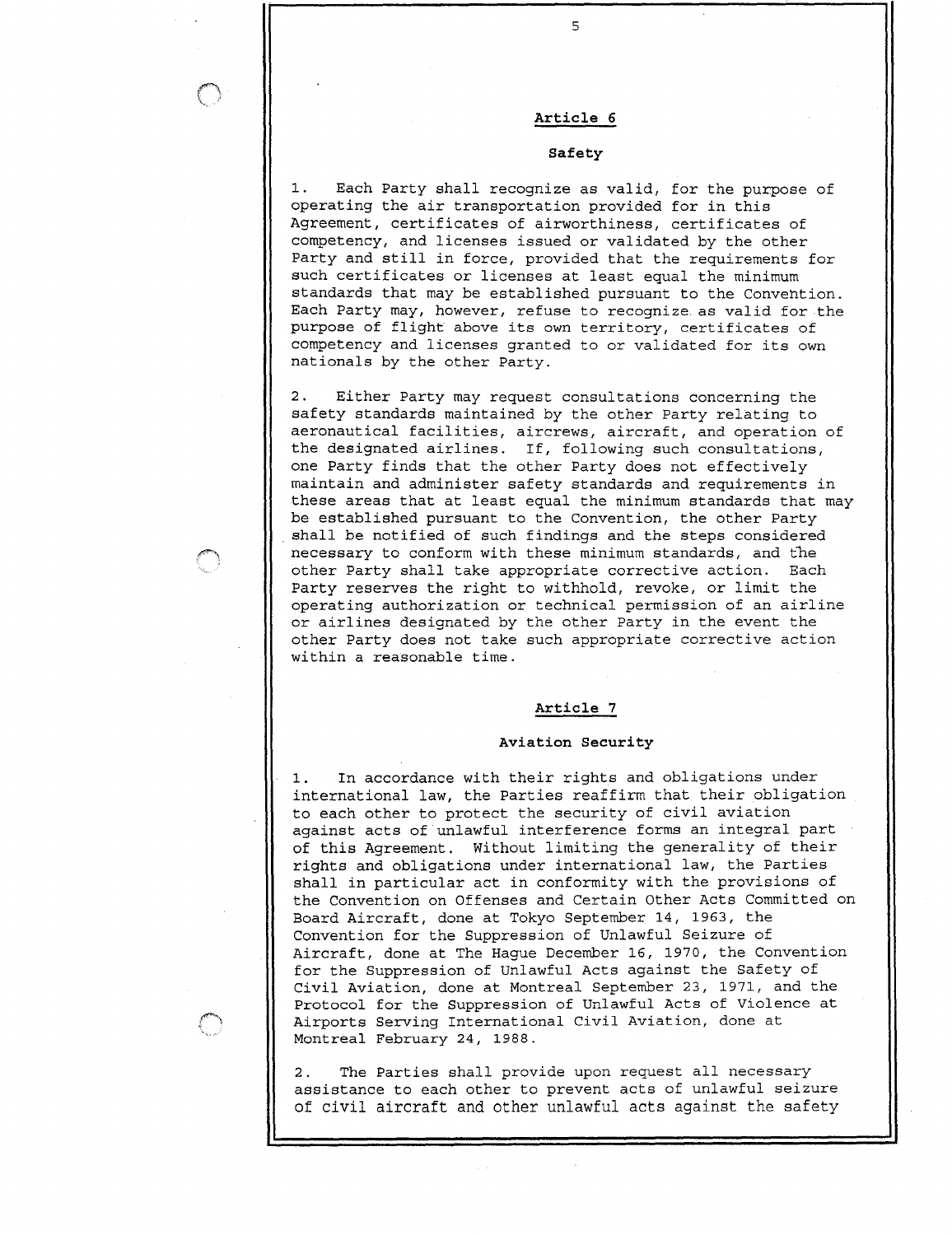## Article 6

### Safety

1. Each Party shall recognize as valid, for the purpose of operating the air transportation provided for in this Agreement, certificates of airworthiness, certificates of competency, and licenses issued or validated by the other Party and still in force, provided that the requirements for such certificates or licenses at least equal the minimum standards that may be established pursuant to the Convention. Each Party may, however, refuse to recognize as valid for the purpose of flight above its own territory, certificates of competency and licenses granted to or validated for its own nationals by the other Party.

2. Either Party may request consultations concerning the safety standards maintained by the other Party relating to aeronautical facilities, aircrews, aircraft, and operation of the designated airlines. If, following such consultations, one Party finds that the other Party does not effectively maintain and administer safety standards and requirements in these areas that at least equal the minimum standards that may be established pursuant to the Convention, the other Party shall be notified of such findings and the steps considered necessary to conform with these minimum standards, and the other Party shall take appropriate corrective action. Each Party reserves the right to withhold, revoke, or limit the operating authorization or technical permission of an airline or airlines designated by the other Party in the event the other Party does not take such appropriate corrective action within a reasonable time.

## Article 7

### Aviation Security

1. In accordance with their rights and obligations under international law, the Parties reaffirm that their obligation to each other to protect the security of civil aviation against acts of unlawful interference forms an integral part of this Agreement. Without limiting the generality of their rights and obligations under international law, the Parties shall in particular act in conformity with the provisions of the Convention on Offenses and Certain Other Acts Committed on Board Aircraft, done at Tokyo September 14, 1963, the Convention for the Suppression of Unlawful Seizure of Aircraft, done at The Hague December 16, 1970, the Convention for the Suppression of Unlawful Acts against the Safety of Civil Aviation, done at Montreal September 23, 1971, and the Protocol for the Suppression of Unlawful Acts of Violence at Airports Serving International Civil Aviation, done at Montreal February 24, 1988.

2. The Parties shall provide upon request all necessary assistance to each other to prevent acts of unlawful seizure of civil aircraft and other unlawful acts against the safety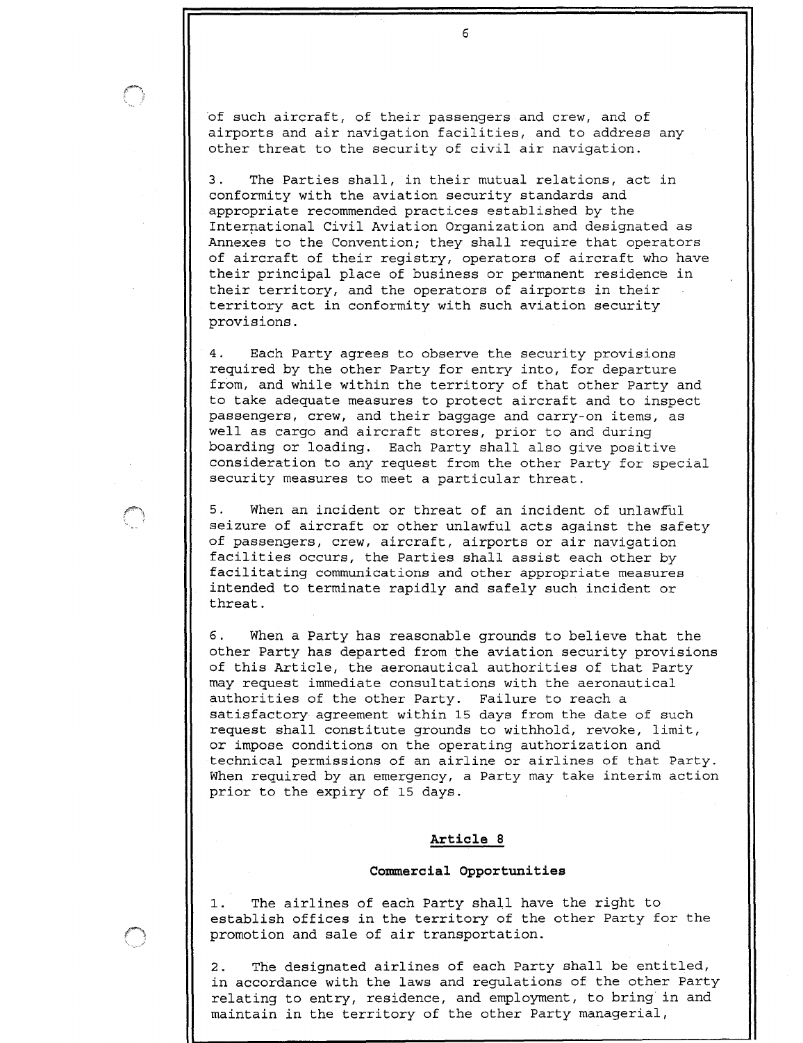of such aircraft, of their passengers and crew, and of airports and air navigation facilities, and to address any other threat to the security of civil air navigation.

3. The Parties shall, in their mutual relations, act in conformity with the aviation security standards and appropriate recommended practices established by the International Civil Aviation Organization and designated as Annexes to the Convention; they shall require that operators of aircraft of their registry, operators of aircraft who have their principal place of business or permanent residence in their territory, and the operators of airports in their territory act in conformity with such aviation security provisions.

4. Each Party agrees to observe the security provisions required by the other Party for entry into, for departure from, and while within the territory of that other Party and to take adequate measures to protect aircraft and to inspect passengers, crew, and their baggage and carry-on items, as well as cargo and aircraft stores, prior to and during boarding or loading. Each Party shall also give positive consideration to any request from the other Party for special security measures to meet a particular threat.

5. When an incident or threat of an incident of unlawful seizure of aircraft or other unlawful acts against the safety of passengers, crew, aircraft, airports or air navigation facilities occurs, the Parties shall assist each other by facilitating communications and other appropriate measures intended to terminate rapidly and safely such incident or threat.

6. When a Party has reasonable grounds to believe that the other Party has departed from the aviation security provisions of this Article, the aeronautical authorities of that Party may request immediate consultations with the aeronautical authorities of the other Party. Failure to reach a satisfactory agreement within 15 days from the date of such request shall constitute grounds to withhold, revoke, limit, or impose conditions on the operating authorization and technical permissions of an airline or airlines of that Party. When required by an emergency, a Party may take interim action prior to the expiry of 15 days.

## Article 8

### Commercial Opportunities

1. The airlines of each Party shall have the right to establish offices in the territory of the other Party for the promotion and sale of air transportation.

2. The designated airlines of each Party shall be entitled, in accordance with the laws and regulations of the other Party relating to entry, residence, and employment, to bring in and maintain in the territory of the other Party managerial,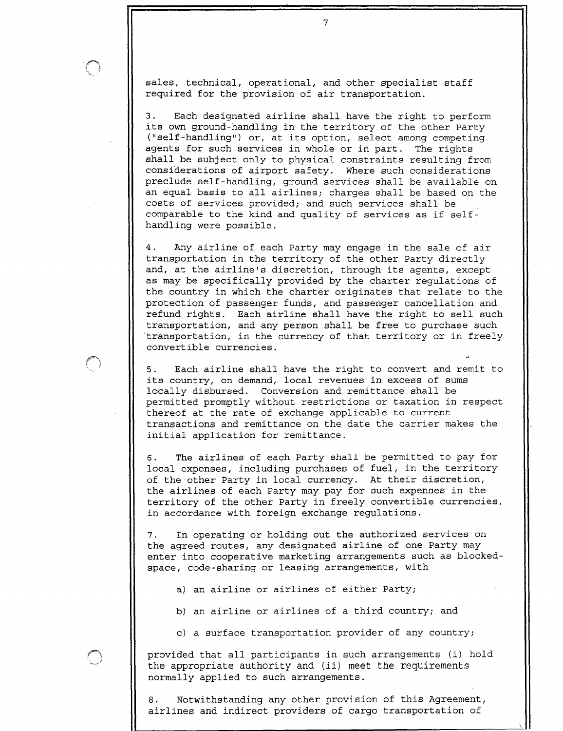sales, technical, operational, and other specialist staff required for the provision of air transportation.

3. Each designated airline shall have the right to perform its own ground-handling in the territory of the other Party ("self-handling") or, at its option, select among competing agents for such services in whole or in part. The rights shall be subject only to physical constraints resulting from considerations of airport safety. Where such considerations preclude self-handling, ground services shall be available on an equal basis to all airlines; charges shall be based on the costs of services provided; and such services shall be comparable to the kind and quality of services as if self-handling were possible.

4. Any airline of each Party may engage in the sale of air transportation in the territory of the other Party directly and, at the airline's discretion, through its agents, except as may be specifically provided by the charter regulations of the country in which the charter originates that relate to the protection of passenger funds, and passenger cancellation and refund rights. Each airline shall have the right to sell such transportation, and any person shall be free to purchase such transportation, in the currency of that territory or in freely convertible currencies.

5. Each airline shall have the right to convert and remit to its country, on demand, local revenues in excess of sums locally disbursed. Conversion and remittance shall be permitted promptly without restrictions or taxation in respect thereof at the rate of exchange applicable to current transactions and remittance on the date the carrier makes the initial application for remittance.

6. The airlines of each Party shall be permitted to pay for local expenses, including purchases of fuel, in the territory of the other Party in local currency. At their discretion, the airlines of each Party may pay for such expenses in the territory of the other Party in freely convertible currencies, in accordance with foreign exchange regulations.

7. In operating or holding out the authorized services on the agreed routes, any designated airline of one Party may enter into cooperative marketing arrangements such as blocked-space, code-sharing or leasing arrangements, with

a) an airline or airlines of either Party;

b) an airline or airlines of a third country; and

c) a surface transportation provider of any country;

provided that all participants in such arrangements (i) hold the appropriate authority and (ii) meet the requirements normally applied to such arrangements.

8. Notwithstanding any other provision of this Agreement, airlines and indirect providers of cargo transportation of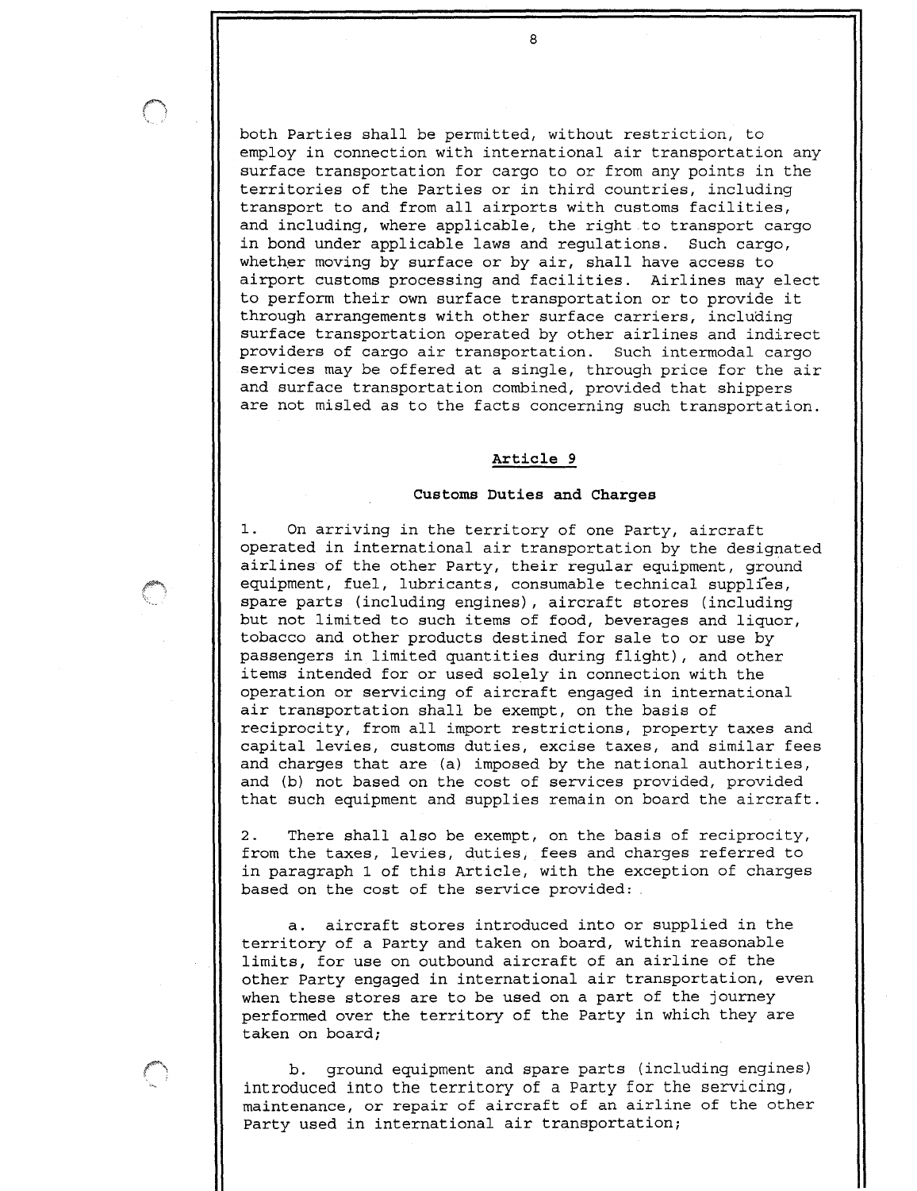both Parties shall be permitted, without restriction, to employ in connection with international air transportation any surface transportation for cargo to or from any points in the territories of the Parties or in third countries, including transport to and from all airports with customs facilities, and including, where applicable, the right to transport cargo in bond under applicable laws and regulations. Such cargo, whether moving by surface or by air, shall have access to airport customs processing and facilities. Airlines may elect to perform their own surface transportation or to provide it through arrangements with other surface carriers, including surface transportation operated by other airlines and indirect providers of cargo air transportation. Such intermodal cargo services may be offered at a single, through price for the air and surface transportation combined, provided that shippers are not misled as to the facts concerning such transportation.

## Article 9

### Customs Duties and Charges

1. On arriving in the territory of one Party, aircraft operated in international air transportation by the designated airlines of the other Party, their regular equipment, ground equipment, fuel, lubricants, consumable technical supplies, spare parts (including engines), aircraft stores (including but not limited to such items of food, beverages and liquor, tobacco and other products destined for sale to or use by passengers in limited quantities during flight), and other items intended for or used solely in connection with the operation or servicing of aircraft engaged in international air transportation shall be exempt, on the basis of reciprocity, from all import restrictions, property taxes and capital levies, customs duties, excise taxes, and similar fees and charges that are (a) imposed by the national authorities, and (b) not based on the cost of services provided, provided that such equipment and supplies remain on board the aircraft.

2. There shall also be exempt, on the basis of reciprocity, from the taxes, levies, duties, fees and charges referred to in paragraph 1 of this Article, with the exception of charges based on the cost of the service provided:

a. aircraft stores introduced into or supplied in the territory of a Party and taken on board, within reasonable limits, for use on outbound aircraft of an airline of the other Party engaged in international air transportation, even when these stores are to be used on a part of the journey performed over the territory of the Party in which they are taken on board;

b. ground equipment and spare parts (including engines) introduced into the territory of a Party for the servicing, maintenance, or repair of aircraft of an airline of the other Party used in international air transportation;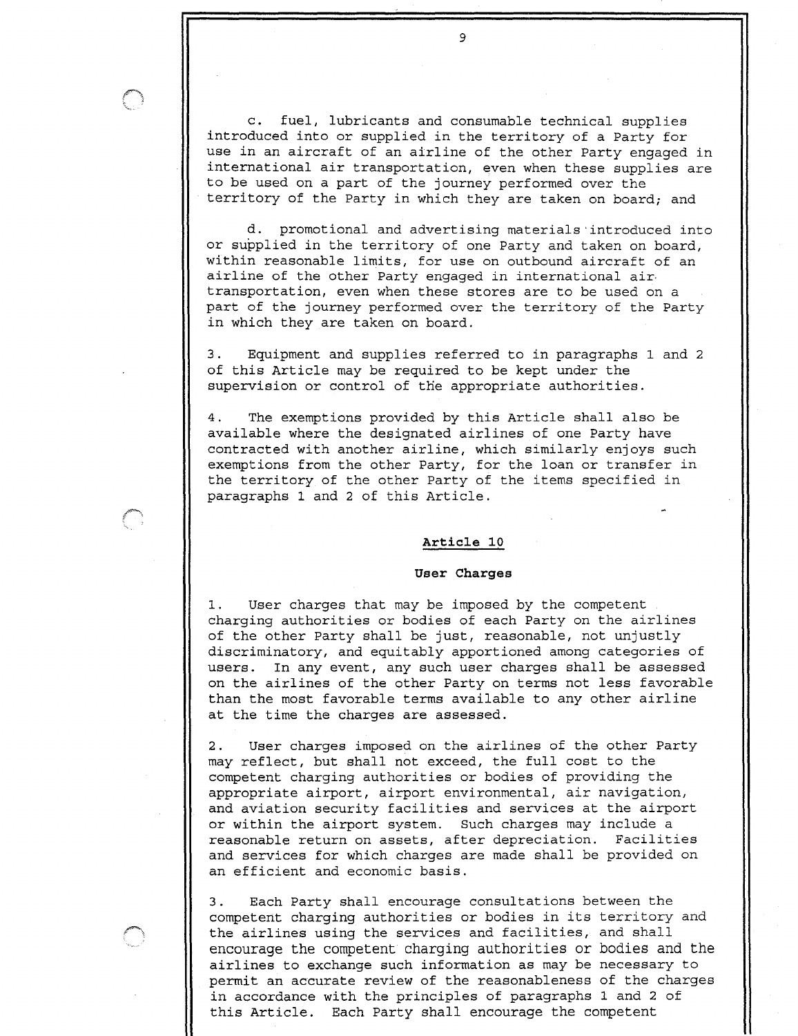c. fuel, lubricants and consumable technical supplies introduced into or supplied in the territory of a Party for use in an aircraft of an airline of the other Party engaged in international air transportation, even when these supplies are to be used on a part of the journey performed over the territory of the Party in which they are taken on board; and

d. promotional and advertising materials introduced into or supplied in the territory of one Party and taken on board, within reasonable limits, for use on outbound aircraft of an airline of the other Party engaged in international air transportation, even when these stores are to be used on a part of the journey performed over the territory of the Party in which they are taken on board.

3. Equipment and supplies referred to in paragraphs 1 and 2 of this Article may be required to be kept under the supervision or control of the appropriate authorities.

4. The exemptions provided by this Article shall also be available where the designated airlines of one Party have contracted with another airline, which similarly enjoys such exemptions from the other Party, for the loan or transfer in the territory of the other Party of the items specified in paragraphs 1 and 2 of this Article.

## Article 10

### User Charges

1. User charges that may be imposed by the competent charging authorities or bodies of each Party on the airlines of the other Party shall be just, reasonable, not unjustly discriminatory, and equitably apportioned among categories of users. In any event, any such user charges shall be assessed on the airlines of the other Party on terms not less favorable than the most favorable terms available to any other airline at the time the charges are assessed.

2. User charges imposed on the airlines of the other Party may reflect, but shall not exceed, the full cost to the competent charging authorities or bodies of providing the appropriate airport, airport environmental, air navigation, and aviation security facilities and services at the airport or within the airport system. Such charges may include a reasonable return on assets, after depreciation. Facilities and services for which charges are made shall be provided on an efficient and economic basis.

3. Each Party shall encourage consultations between the competent charging authorities or bodies in its territory and the airlines using the services and facilities, and shall encourage the competent charging authorities or bodies and the airlines to exchange such information as may be necessary to permit an accurate review of the reasonableness of the charges in accordance with the principles of paragraphs 1 and 2 of this Article. Each Party shall encourage the competent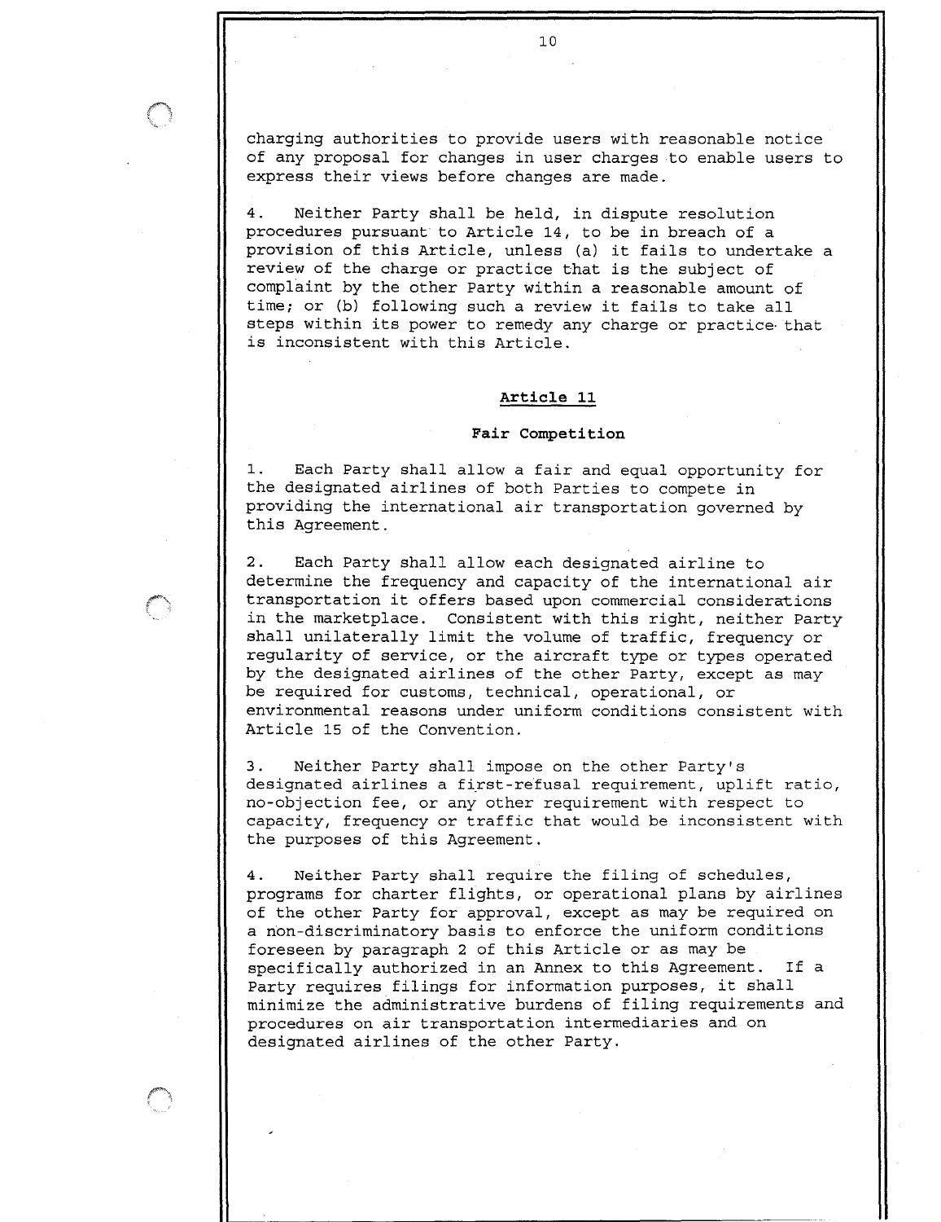charging authorities to provide users with reasonable notice of any proposal for changes in user charges to enable users to express their views before changes are made.

4. Neither Party shall be held, in dispute resolution procedures pursuant to Article 14, to be in breach of a provision of this Article, unless (a) it fails to undertake a review of the charge or practice that is the subject of complaint by the other Party within a reasonable amount of time; or (b) following such a review it fails to take all steps within its power to remedy any charge or practice that is inconsistent with this Article.

## Article 11

### Fair Competition

1. Each Party shall allow a fair and equal opportunity for the designated airlines of both Parties to compete in providing the international air transportation governed by this Agreement.

2. Each Party shall allow each designated airline to determine the frequency and capacity of the international air transportation it offers based upon commercial considerations in the marketplace. Consistent with this right, neither Party shall unilaterally limit the volume of traffic, frequency or regularity of service, or the aircraft type or types operated by the designated airlines of the other Party, except as may be required for customs, technical, operational, or environmental reasons under uniform conditions consistent with Article 15 of the Convention.

3. Neither Party shall impose on the other Party's designated airlines a first-refusal requirement, uplift ratio, no-objection fee, or any other requirement with respect to capacity, frequency or traffic that would be inconsistent with the purposes of this Agreement.

4. Neither Party shall require the filing of schedules, programs for charter flights, or operational plans by airlines of the other Party for approval, except as may be required on a non-discriminatory basis to enforce the uniform conditions foreseen by paragraph 2 of this Article or as may be specifically authorized in an Annex to this Agreement. If a Party requires filings for information purposes, it shall minimize the administrative burdens of filing requirements and procedures on air transportation intermediaries and on designated airlines of the other Party.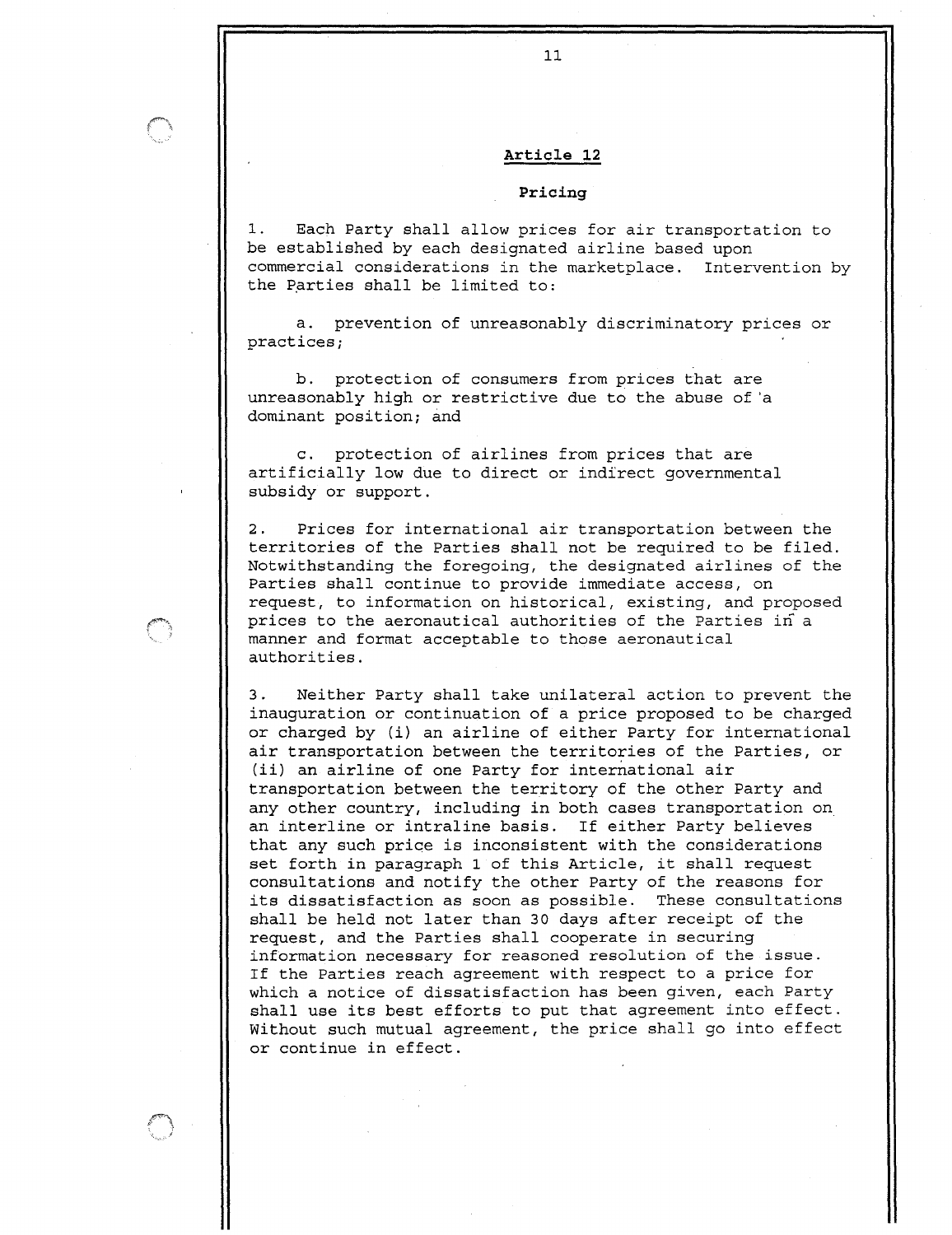## Article 12

### Pricing

1. Each Party shall allow prices for air transportation to be established by each designated airline based upon commercial considerations in the marketplace. Intervention by the Parties shall be limited to:

a. prevention of unreasonably discriminatory prices or practices;

b. protection of consumers from prices that are unreasonably high or restrictive due to the abuse of a dominant position; and

c. protection of airlines from prices that are artificially low due to direct or indirect governmental subsidy or support.

2. Prices for international air transportation between the territories of the Parties shall not be required to be filed. Notwithstanding the foregoing, the designated airlines of the Parties shall continue to provide immediate access, on request, to information on historical, existing, and proposed prices to the aeronautical authorities of the Parties in a manner and format acceptable to those aeronautical authorities.

3. Neither Party shall take unilateral action to prevent the inauguration or continuation of a price proposed to be charged or charged by (i) an airline of either Party for international air transportation between the territories of the Parties, or (ii) an airline of one Party for international air transportation between the territory of the other Party and any other country, including in both cases transportation on an interline or intraline basis. If either Party believes that any such price is inconsistent with the considerations set forth in paragraph 1 of this Article, it shall request consultations and notify the other Party of the reasons for its dissatisfaction as soon as possible. These consultations shall be held not later than 30 days after receipt of the request, and the Parties shall cooperate in securing information necessary for reasoned resolution of the issue. If the Parties reach agreement with respect to a price for which a notice of dissatisfaction has been given, each Party shall use its best efforts to put that agreement into effect. Without such mutual agreement, the price shall go into effect or continue in effect.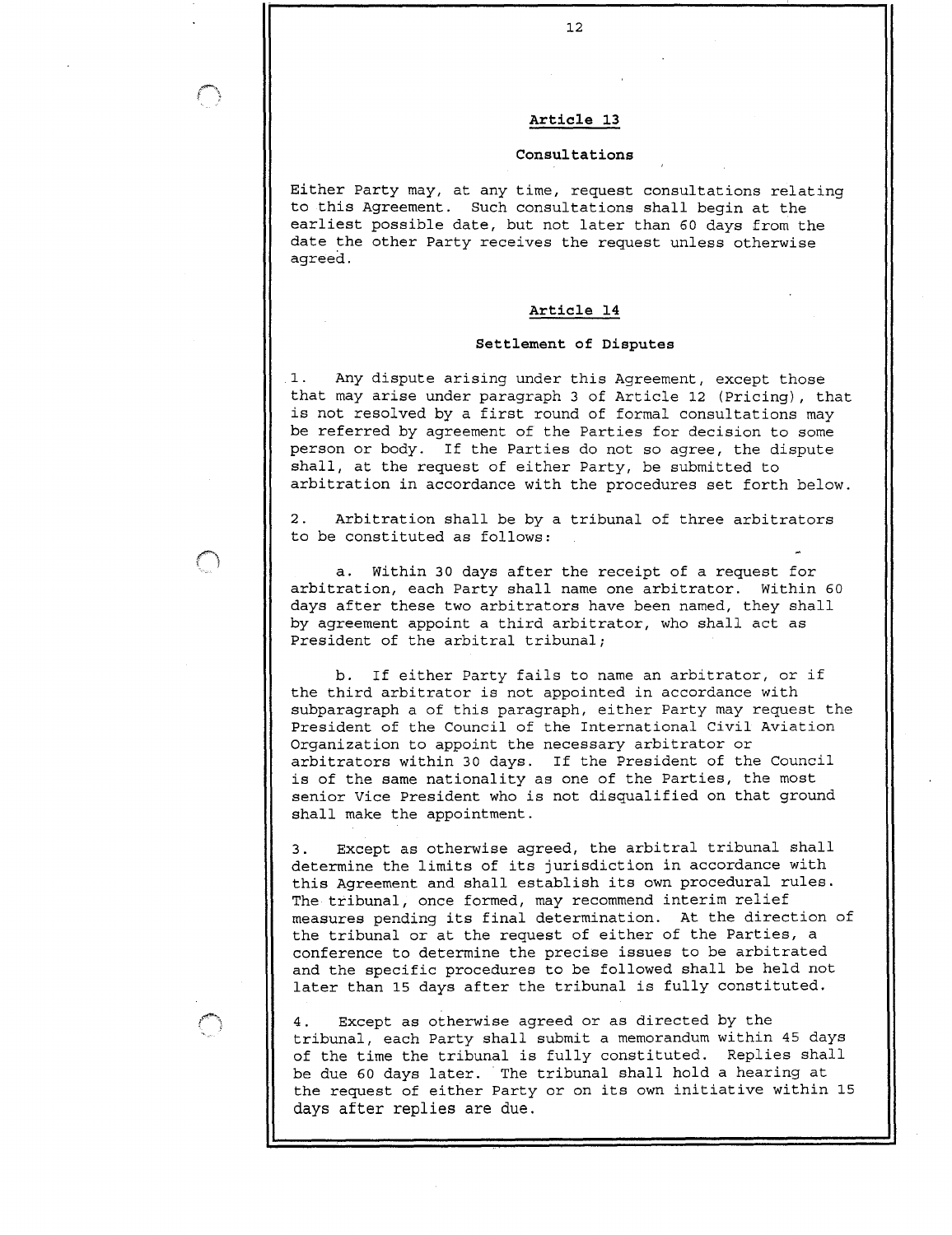## Article 13

### Consultations

Either Party may, at any time, request consultations relating to this Agreement. Such consultations shall begin at the earliest possible date, but not later than 60 days from the date the other Party receives the request unless otherwise agreed.

## Article 14

### Settlement of Disputes

1. Any dispute arising under this Agreement, except those that may arise under paragraph 3 of Article 12 (Pricing), that is not resolved by a first round of formal consultations may be referred by agreement of the Parties for decision to some person or body. If the Parties do not so agree, the dispute shall, at the request of either Party, be submitted to arbitration in accordance with the procedures set forth below.

2. Arbitration shall be by a tribunal of three arbitrators to be constituted as follows:

   a. Within 30 days after the receipt of a request for arbitration, each Party shall name one arbitrator. Within 60 days after these two arbitrators have been named, they shall by agreement appoint a third arbitrator, who shall act as President of the arbitral tribunal;

   b. If either Party fails to name an arbitrator, or if the third arbitrator is not appointed in accordance with subparagraph a of this paragraph, either Party may request the President of the Council of the International Civil Aviation Organization to appoint the necessary arbitrator or arbitrators within 30 days. If the President of the Council is of the same nationality as one of the Parties, the most senior Vice President who is not disqualified on that ground shall make the appointment.

3. Except as otherwise agreed, the arbitral tribunal shall determine the limits of its jurisdiction in accordance with this Agreement and shall establish its own procedural rules. The tribunal, once formed, may recommend interim relief measures pending its final determination. At the direction of the tribunal or at the request of either of the Parties, a conference to determine the precise issues to be arbitrated and the specific procedures to be followed shall be held not later than 15 days after the tribunal is fully constituted.

4. Except as otherwise agreed or as directed by the tribunal, each Party shall submit a memorandum within 45 days of the time the tribunal is fully constituted. Replies shall be due 60 days later. The tribunal shall hold a hearing at the request of either Party or on its own initiative within 15 days after replies are due.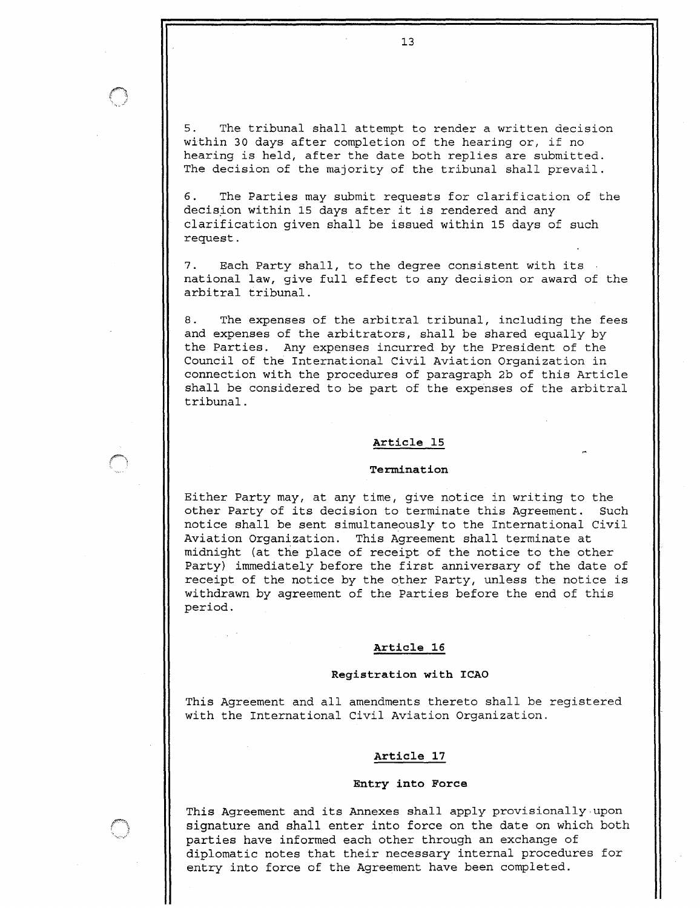5. The tribunal shall attempt to render a written decision within 30 days after completion of the hearing or, if no hearing is held, after the date both replies are submitted. The decision of the majority of the tribunal shall prevail.

6. The Parties may submit requests for clarification of the decision within 15 days after it is rendered and any clarification given shall be issued within 15 days of such request.

7. Each Party shall, to the degree consistent with its national law, give full effect to any decision or award of the arbitral tribunal.

8. The expenses of the arbitral tribunal, including the fees and expenses of the arbitrators, shall be shared equally by the Parties. Any expenses incurred by the President of the Council of the International Civil Aviation Organization in connection with the procedures of paragraph 2b of this Article shall be considered to be part of the expenses of the arbitral tribunal.

## Article 15

### Termination

Either Party may, at any time, give notice in writing to the other Party of its decision to terminate this Agreement. Such notice shall be sent simultaneously to the International Civil Aviation Organization. This Agreement shall terminate at midnight (at the place of receipt of the notice to the other Party) immediately before the first anniversary of the date of receipt of the notice by the other Party, unless the notice is withdrawn by agreement of the Parties before the end of this period.

## Article 16

### Registration with ICAO

This Agreement and all amendments thereto shall be registered with the International Civil Aviation Organization.

## Article 17

### Entry into Force

This Agreement and its Annexes shall apply provisionally upon signature and shall enter into force on the date on which both parties have informed each other through an exchange of diplomatic notes that their necessary internal procedures for entry into force of the Agreement have been completed.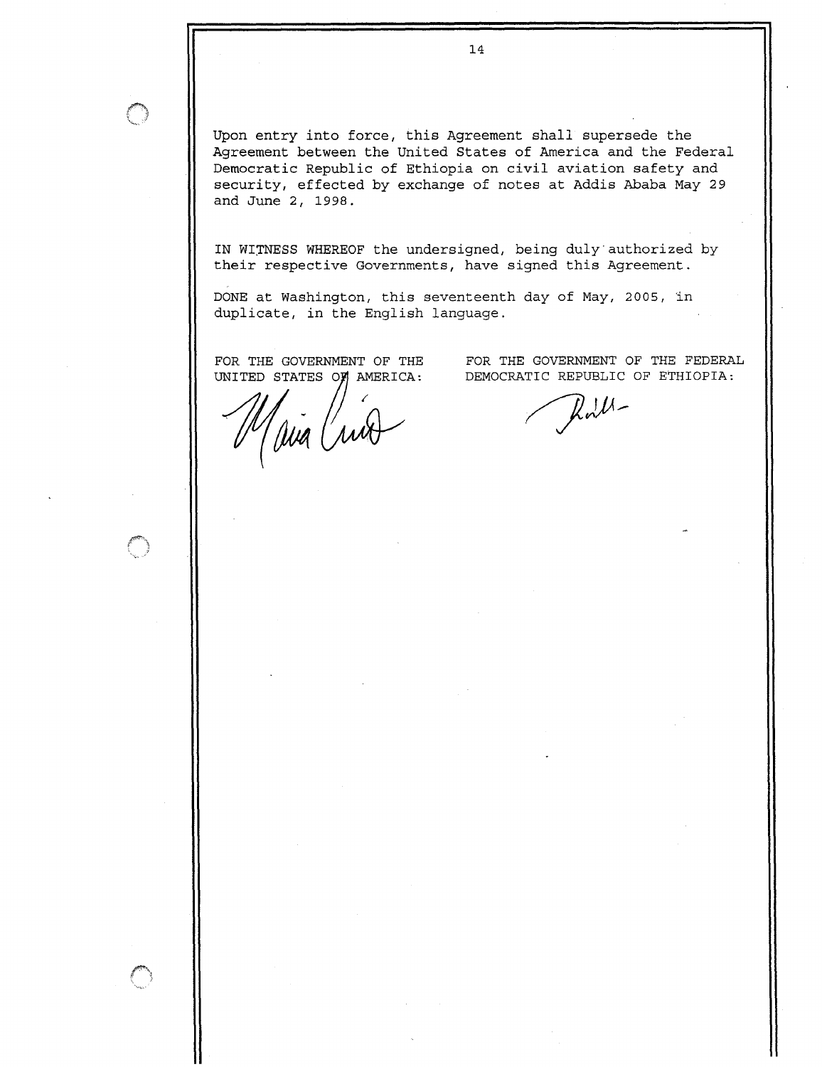Upon entry into force, this Agreement shall supersede the Agreement between the United States of America and the Federal Democratic Republic of Ethiopia on civil aviation safety and security, effected by exchange of notes at Addis Ababa May 29 and June 2, 1998.

IN WITNESS WHEREOF the undersigned, being duly authorized by their respective Governments, have signed this Agreement.

DONE at Washington, this seventeenth day of May, 2005, in duplicate, in the English language.

FOR THE GOVERNMENT OF THE UNITED STATES OF AMERICA:

FOR THE GOVERNMENT OF THE FEDERAL DEMOCRATIC REPUBLIC OF ETHIOPIA: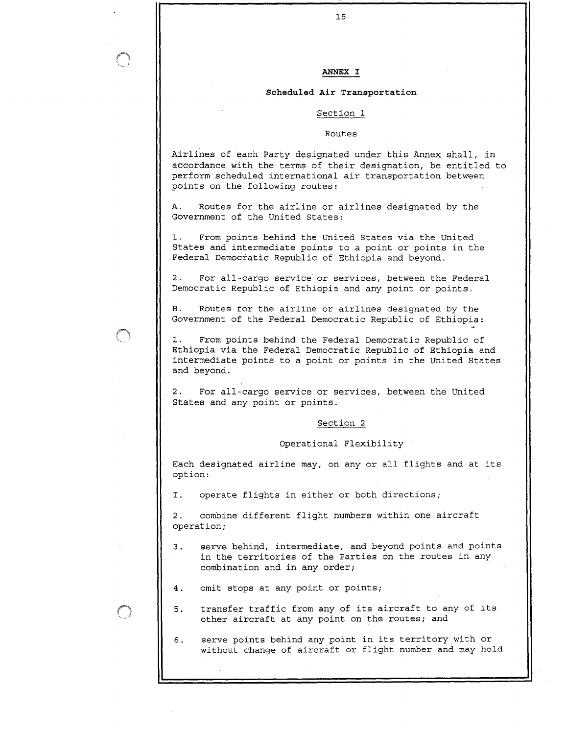## ANNEX I

### Scheduled Air Transportation

#### Section 1

#### Routes

Airlines of each Party designated under this Annex shall, in accordance with the terms of their designation, be entitled to perform scheduled international air transportation between points on the following routes:

A. Routes for the airline or airlines designated by the Government of the United States:

1. From points behind the United States via the United States and intermediate points to a point or points in the Federal Democratic Republic of Ethiopia and beyond.

2. For all-cargo service or services, between the Federal Democratic Republic of Ethiopia and any point or points.

B. Routes for the airline or airlines designated by the Government of the Federal Democratic Republic of Ethiopia:

1. From points behind the Federal Democratic Republic of Ethiopia via the Federal Democratic Republic of Ethiopia and intermediate points to a point or points in the United States and beyond.

2. For all-cargo service or services, between the United States and any point or points.

#### Section 2

#### Operational Flexibility

Each designated airline may, on any or all flights and at its option:

1. operate flights in either or both directions;

2. combine different flight numbers within one aircraft operation;

3. serve behind, intermediate, and beyond points and points in the territories of the Parties on the routes in any combination and in any order;

4. omit stops at any point or points;

5. transfer traffic from any of its aircraft to any of its other aircraft at any point on the routes; and

6. serve points behind any point in its territory with or without change of aircraft or flight number and may hold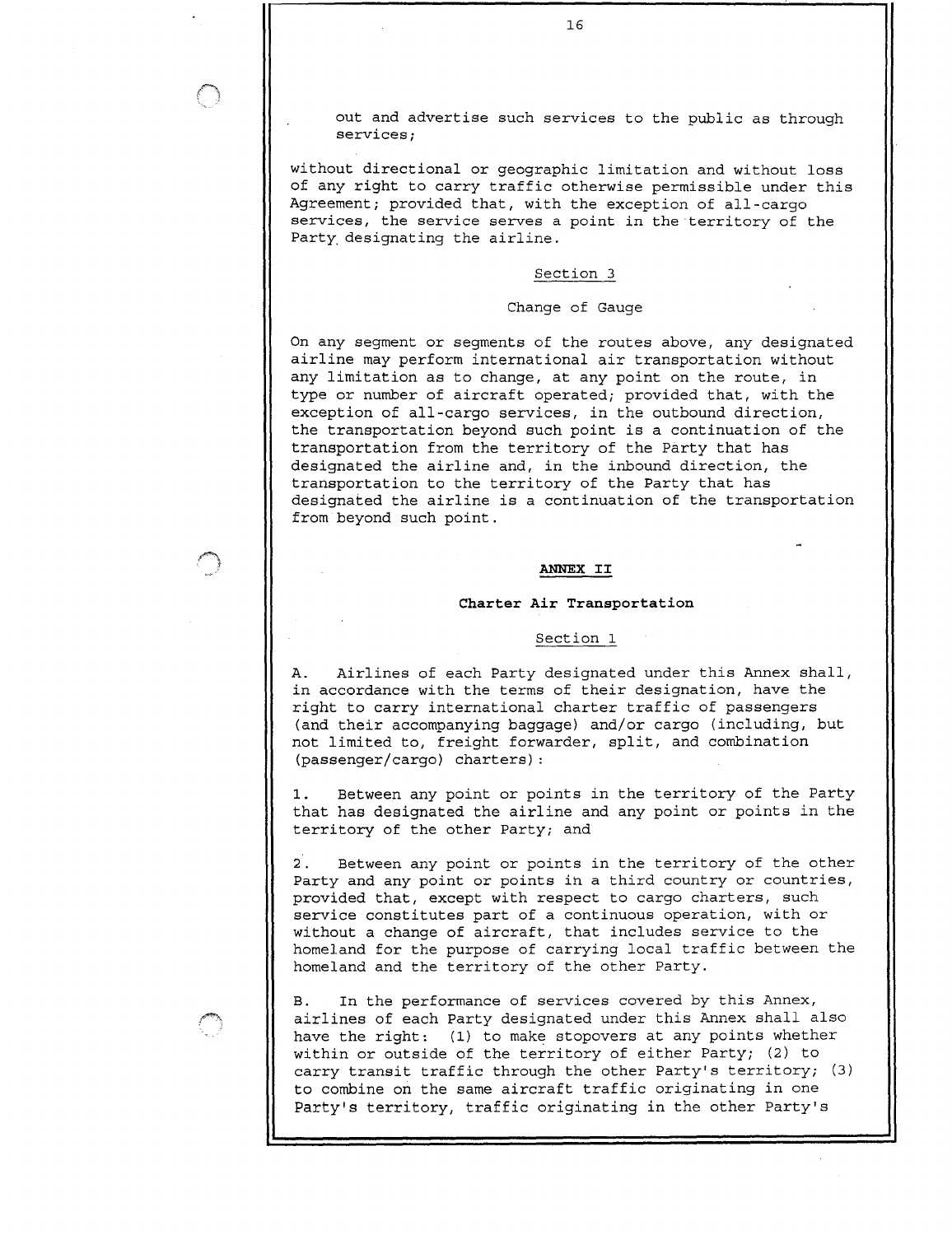out and advertise such services to the public as through services;

without directional or geographic limitation and without loss of any right to carry traffic otherwise permissible under this Agreement; provided that, with the exception of all-cargo services, the service serves a point in the territory of the Party designating the airline.

Section 3

Change of Gauge

On any segment or segments of the routes above, any designated airline may perform international air transportation without any limitation as to change, at any point on the route, in type or number of aircraft operated; provided that, with the exception of all-cargo services, in the outbound direction, the transportation beyond such point is a continuation of the transportation from the territory of the Party that has designated the airline and, in the inbound direction, the transportation to the territory of the Party that has designated the airline is a continuation of the transportation from beyond such point.

## ANNEX II

### Charter Air Transportation

Section 1

A. Airlines of each Party designated under this Annex shall, in accordance with the terms of their designation, have the right to carry international charter traffic of passengers (and their accompanying baggage) and/or cargo (including, but not limited to, freight forwarder, split, and combination (passenger/cargo) charters):

1. Between any point or points in the territory of the Party that has designated the airline and any point or points in the territory of the other Party; and

2. Between any point or points in the territory of the other Party and any point or points in a third country or countries, provided that, except with respect to cargo charters, such service constitutes part of a continuous operation, with or without a change of aircraft, that includes service to the homeland for the purpose of carrying local traffic between the homeland and the territory of the other Party.

B. In the performance of services covered by this Annex, airlines of each Party designated under this Annex shall also have the right: (1) to make stopovers at any points whether within or outside of the territory of either Party; (2) to carry transit traffic through the other Party's territory; (3) to combine on the same aircraft traffic originating in one Party's territory, traffic originating in the other Party's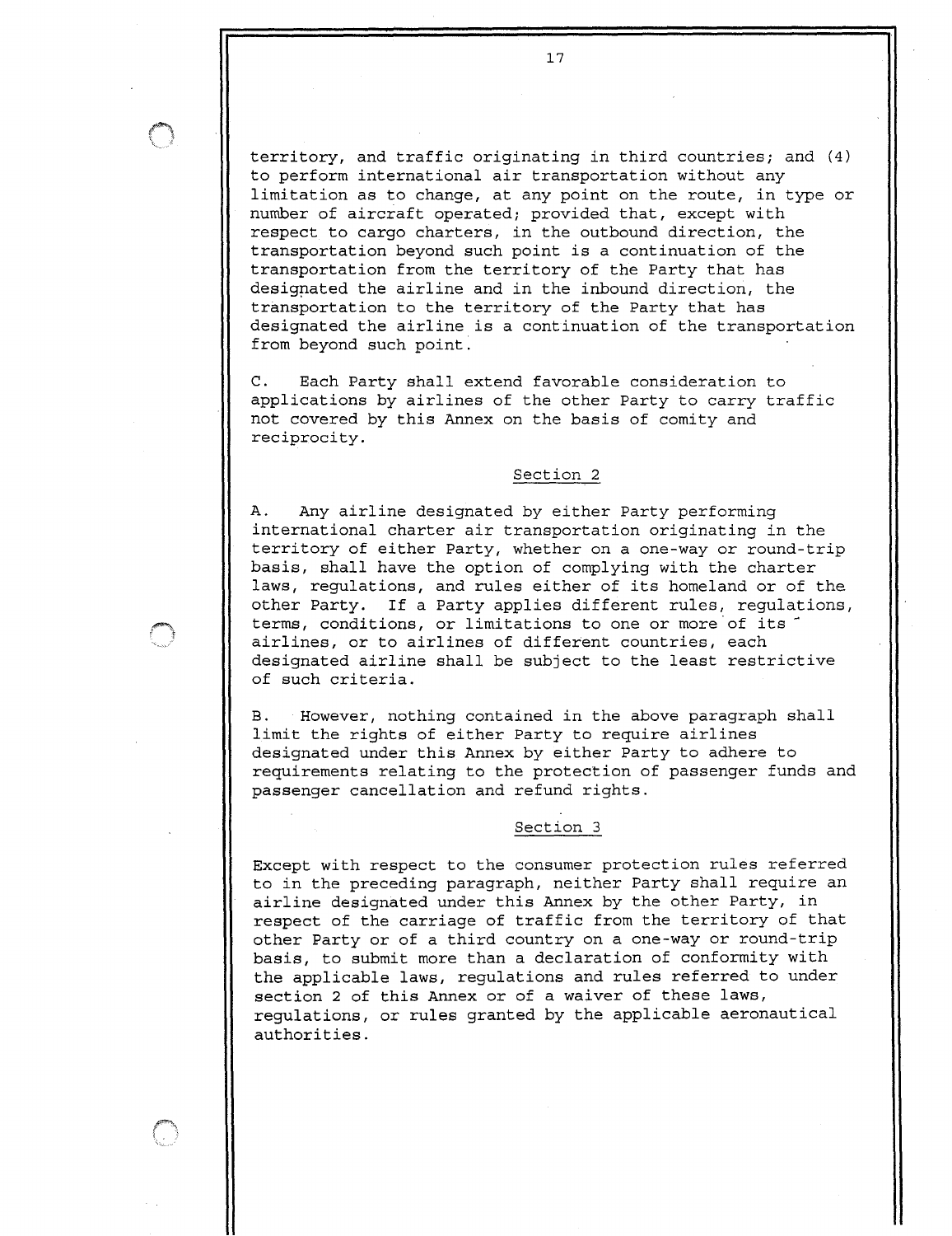territory, and traffic originating in third countries; and (4) to perform international air transportation without any limitation as to change, at any point on the route, in type or number of aircraft operated; provided that, except with respect to cargo charters, in the outbound direction, the transportation beyond such point is a continuation of the transportation from the territory of the Party that has designated the airline and in the inbound direction, the transportation to the territory of the Party that has designated the airline is a continuation of the transportation from beyond such point.

C. Each Party shall extend favorable consideration to applications by airlines of the other Party to carry traffic not covered by this Annex on the basis of comity and reciprocity.

## Section 2

A. Any airline designated by either Party performing international charter air transportation originating in the territory of either Party, whether on a one-way or round-trip basis, shall have the option of complying with the charter laws, regulations, and rules either of its homeland or of the other Party. If a Party applies different rules, regulations, terms, conditions, or limitations to one or more of its airlines, or to airlines of different countries, each designated airline shall be subject to the least restrictive of such criteria.

B. However, nothing contained in the above paragraph shall limit the rights of either Party to require airlines designated under this Annex by either Party to adhere to requirements relating to the protection of passenger funds and passenger cancellation and refund rights.

## Section 3

Except with respect to the consumer protection rules referred to in the preceding paragraph, neither Party shall require an airline designated under this Annex by the other Party, in respect of the carriage of traffic from the territory of that other Party or of a third country on a one-way or round-trip basis, to submit more than a declaration of conformity with the applicable laws, regulations and rules referred to under section 2 of this Annex or of a waiver of these laws, regulations, or rules granted by the applicable aeronautical authorities.